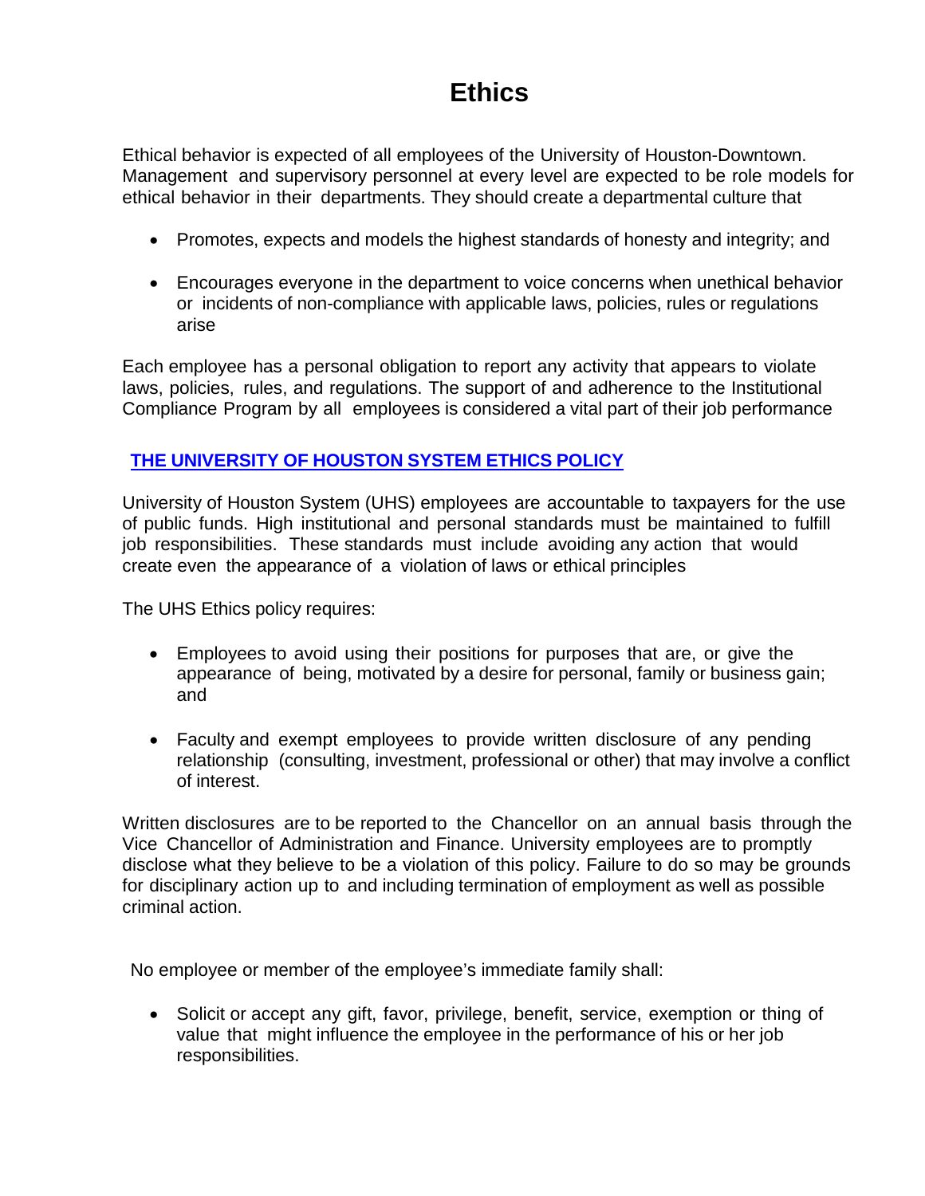# Ethics

Ethical behavior is expected of all employees of the University of Houston-Downtown. Management and supervisory personnel at every level are expected to be role models for ethical behavior in their departments. They should create a departmental culture that

- Promotes, expects and models the highest standards of honesty and integrity; and
- Encourages everyone in the department to voice concerns when unethical behavior or incidents of non-compliance with applicable laws, policies, rules or regulations arise

Each employee has a personal obligation to report any activity that appears to violate laws, policies, rules, and regulations. The support of and adherence to the Institutional Compliance Program by all employees is considered a vital part of their job performance

## THE UNIVERSITY OF HOUSTON SYSTEM ETHICS POLICY

University of Houston System (UHS) employees are accountable to taxpayers for the use of public funds. High institutional and personal standards must be maintained to fulfill job responsibilities. These standards must include avoiding any action that would create even the appearance of a violation of laws or ethical principles

The UHS Ethics policy requires:

- Employees to avoid using their positions for purposes that are, or give the appearance of being, motivated by a desire for personal, family or business gain; and
- Faculty and exempt employees to provide written disclosure of any pending relationship (consulting, investment, professional or other) that may involve a conflict of interest.

Written disclosures are to be reported to the Chancellor on an annual basis through the Vice Chancellor of Administration and Finance. University employees are to promptly disclose what they believe to be a violation of this policy. Failure to do so may be grounds for disciplinary action up to and including termination of employment as well as possible criminal action.

No employee or member of the employee's immediate family shall:

- Solicit or accept any gift, favor, privilege, benefit, service, exemption or thing of value that might influence the employee in the performance of his or her job responsibilities.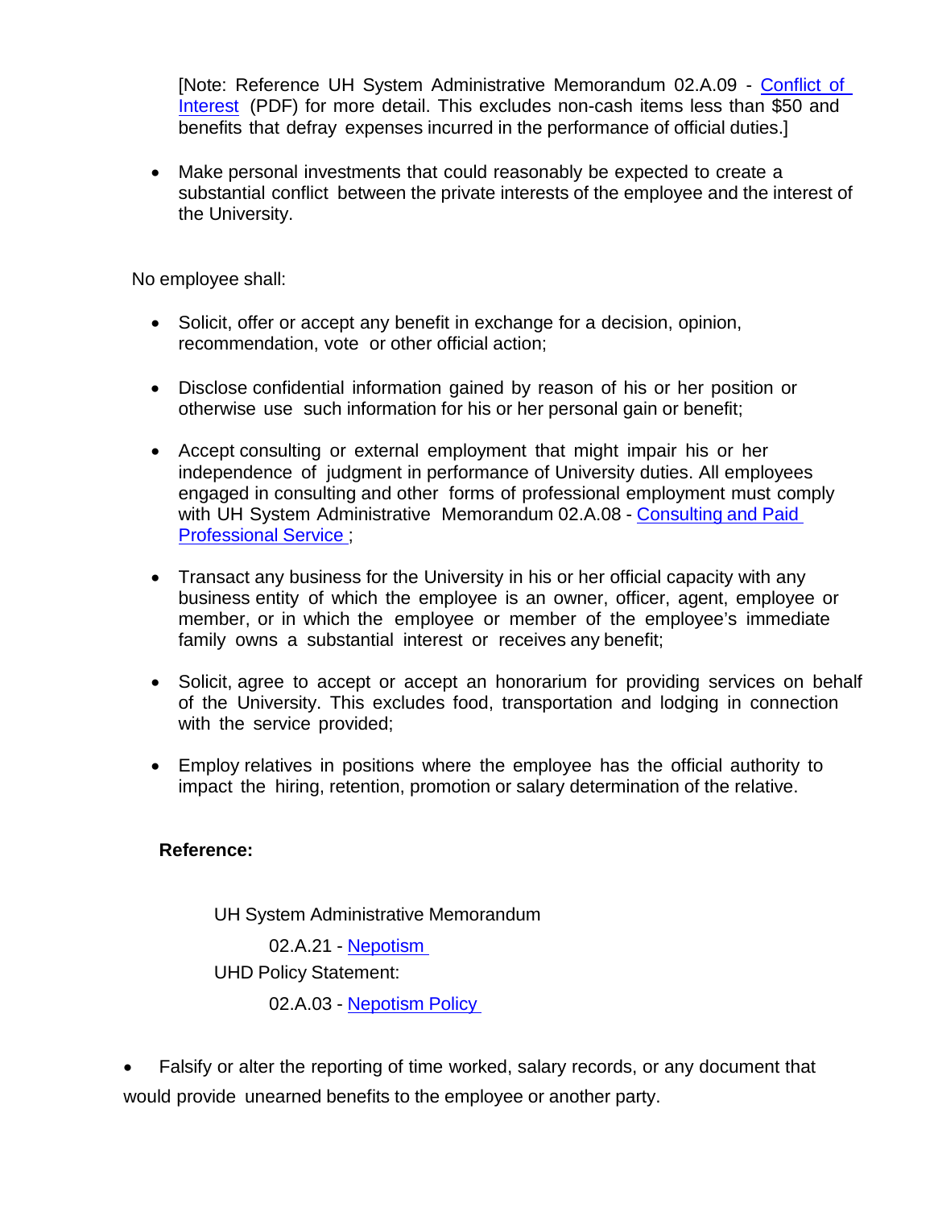[Note: Reference UH System Administrative Memorandum 02.A.09 - Conflict of Interest (PDF) for more detail. This excludes non-cash items less than $50 and benefits that defray expenses incurred in the performance of official duties.]

- Make personal investments that could reasonably be expected to create a substantial conflict between the private interests of the employee and the interest of the University.

No employee shall:

- Solicit, offer or accept any benefit in exchange for a decision, opinion, recommendation, vote or other official action;
- Disclose confidential information gained by reason of his or her position or otherwise use such information for his or her personal gain or benefit;
- Accept consulting or external employment that might impair his or her independence of judgment in performance of University duties. All employees engaged in consulting and other forms of professional employment must comply with UH System Administrative Memorandum 02.A.08 - Consulting and Paid Professional Service ;
- Transact any business for the University in his or her official capacity with any business entity of which the employee is an owner, officer, agent, employee or member, or in which the employee or member of the employee's immediate family owns a substantial interest or receives any benefit;
- Solicit, agree to accept or accept an honorarium for providing services on behalf of the University. This excludes food, transportation and lodging in connection with the service provided;
- Employ relatives in positions where the employee has the official authority to impact the hiring, retention, promotion or salary determination of the relative.

**Reference:**

UH System Administrative Memorandum

02.A.21 - Nepotism

UHD Policy Statement:

02.A.03 - Nepotism Policy

- Falsify or alter the reporting of time worked, salary records, or any document that would provide unearned benefits to the employee or another party.